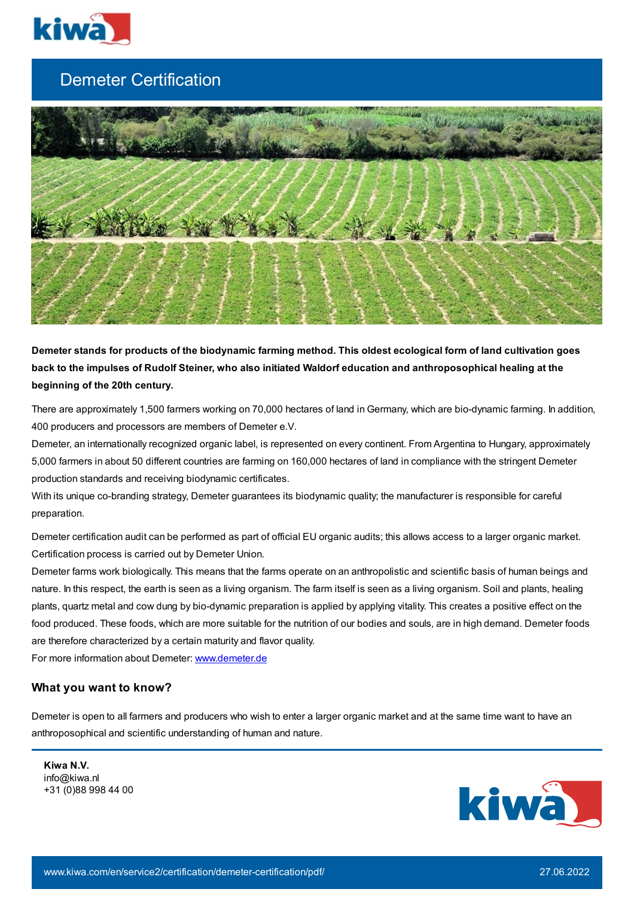# Demeter Certification

**Demeter stands for products of the biodynamic farming method. This oldest ecological form of land cultivation goes back to the impulses of Rudolf Steiner, who also initiated Waldorf education and anthroposophical healing at the beginning of the 20th century.**

There are approximately 1,500 farmers working on 70,000 hectares of land in Germany, which are bio-dynamic farming. In addition, 400 producers and processors are members of Demeter e.V.

Demeter, an internationally recognized organic label, is represented on every continent. From Argentina to Hungary, approximately 5,000 farmers in about 50 different countries are farming on 160,000 hectares of land in compliance with the stringent Demeter production standards and receiving biodynamic certificates.

With its unique co-branding strategy, Demeter guarantees its biodynamic quality; the manufacturer is responsible for careful preparation.

Demeter certification audit can be performed as part of official EU organic audits; this allows access to a larger organic market. Certification process is carried out by Demeter Union.

Demeter farms work biologically. This means that the farms operate on an anthropolistic and scientific basis of human beings and nature. In this respect, the earth is seen as a living organism. The farm itself is seen as a living organism. Soil and plants, healing plants, quartz metal and cow dung by bio-dynamic preparation is applied by applying vitality. This creates a positive effect on the food produced. These foods, which are more suitable for the nutrition of our bodies and souls, are in high demand. Demeter foods are therefore characterized by a certain maturity and flavor quality.

For more information about Demeter: [www.demeter.de](http://www.demeter.de)

## What you want to know?

Demeter is open to all farmers and producers who wish to enter a larger organic market and at the same time want to have an anthroposophical and scientific understanding of human and nature.

**Kiwa N.V.**
info@kiwa.nl
+31 (0)88 998 44 00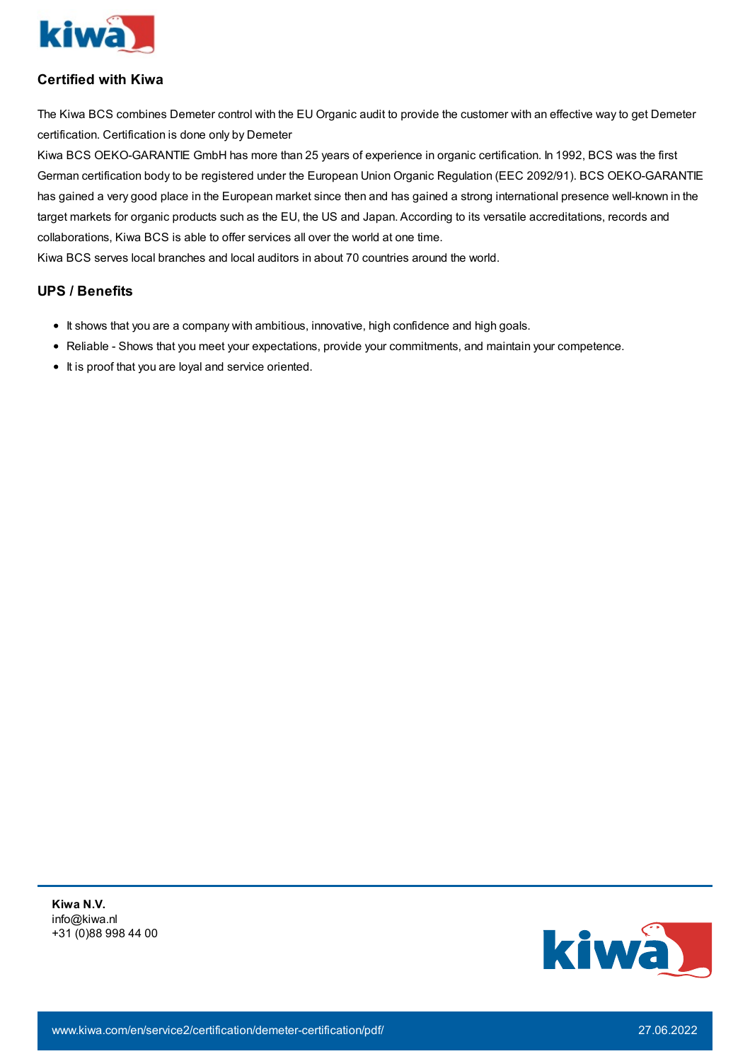## Certified with Kiwa

The Kiwa BCS combines Demeter control with the EU Organic audit to provide the customer with an effective way to get Demeter certification. Certification is done only by Demeter

Kiwa BCS OEKO-GARANTIE GmbH has more than 25 years of experience in organic certification. In 1992, BCS was the first German certification body to be registered under the European Union Organic Regulation (EEC 2092/91). BCS OEKO-GARANTIE has gained a very good place in the European market since then and has gained a strong international presence well-known in the target markets for organic products such as the EU, the US and Japan. According to its versatile accreditations, records and collaborations, Kiwa BCS is able to offer services all over the world at one time.

Kiwa BCS serves local branches and local auditors in about 70 countries around the world.

## UPS / Benefits

- It shows that you are a company with ambitious, innovative, high confidence and high goals.
- Reliable - Shows that you meet your expectations, provide your commitments, and maintain your competence.
- It is proof that you are loyal and service oriented.

**Kiwa N.V.**
info@kiwa.nl
+31 (0)88 998 44 00